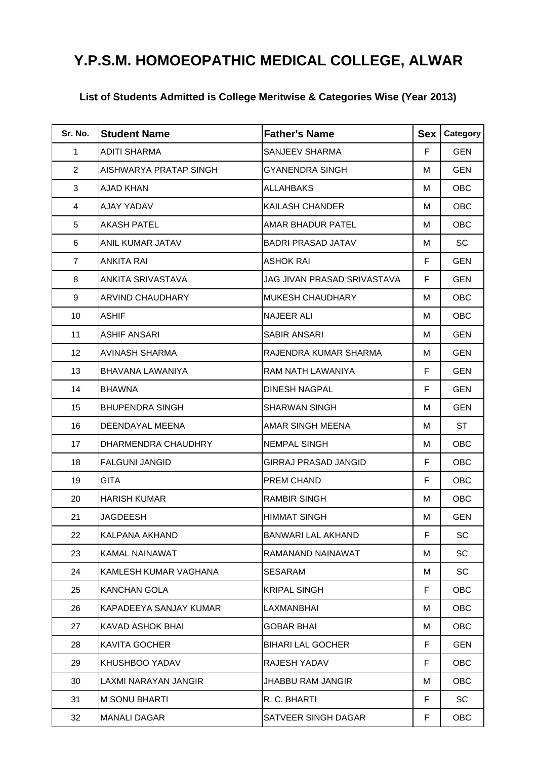# Y.P.S.M. HOMOEOPATHIC MEDICAL COLLEGE, ALWAR

### List of Students Admitted is College Meritwise & Categories Wise (Year 2013)

| Sr. No. | Student Name | Father's Name | Sex | Category |
|---|---|---|---|---|
| 1 | ADITI SHARMA | SANJEEV SHARMA | F | GEN |
| 2 | AISHWARYA PRATAP SINGH | GYANENDRA SINGH | M | GEN |
| 3 | AJAD KHAN | ALLAHBAKS | M | OBC |
| 4 | AJAY YADAV | KAILASH CHANDER | M | OBC |
| 5 | AKASH PATEL | AMAR BHADUR PATEL | M | OBC |
| 6 | ANIL KUMAR JATAV | BADRI PRASAD JATAV | M | SC |
| 7 | ANKITA RAI | ASHOK RAI | F | GEN |
| 8 | ANKITA SRIVASTAVA | JAG JIVAN PRASAD SRIVASTAVA | F | GEN |
| 9 | ARVIND CHAUDHARY | MUKESH CHAUDHARY | M | OBC |
| 10 | ASHIF | NAJEER ALI | M | OBC |
| 11 | ASHIF ANSARI | SABIR ANSARI | M | GEN |
| 12 | AVINASH SHARMA | RAJENDRA KUMAR SHARMA | M | GEN |
| 13 | BHAVANA LAWANIYA | RAM NATH LAWANIYA | F | GEN |
| 14 | BHAWNA | DINESH NAGPAL | F | GEN |
| 15 | BHUPENDRA SINGH | SHARWAN SINGH | M | GEN |
| 16 | DEENDAYAL MEENA | AMAR SINGH MEENA | M | ST |
| 17 | DHARMENDRA CHAUDHRY | NEMPAL SINGH | M | OBC |
| 18 | FALGUNI JANGID | GIRRAJ PRASAD JANGID | F | OBC |
| 19 | GITA | PREM CHAND | F | OBC |
| 20 | HARISH KUMAR | RAMBIR SINGH | M | OBC |
| 21 | JAGDEESH | HIMMAT SINGH | M | GEN |
| 22 | KALPANA AKHAND | BANWARI LAL AKHAND | F | SC |
| 23 | KAMAL NAINAWAT | RAMANAND NAINAWAT | M | SC |
| 24 | KAMLESH KUMAR VAGHANA | SESARAM | M | SC |
| 25 | KANCHAN GOLA | KRIPAL SINGH | F | OBC |
| 26 | KAPADEEYA SANJAY KUMAR | LAXMANBHAI | M | OBC |
| 27 | KAVAD ASHOK BHAI | GOBAR BHAI | M | OBC |
| 28 | KAVITA GOCHER | BIHARI LAL GOCHER | F | GEN |
| 29 | KHUSHBOO YADAV | RAJESH YADAV | F | OBC |
| 30 | LAXMI NARAYAN JANGIR | JHABBU RAM JANGIR | M | OBC |
| 31 | M SONU BHARTI | R. C. BHARTI | F | SC |
| 32 | MANALI DAGAR | SATVEER SINGH DAGAR | F | OBC |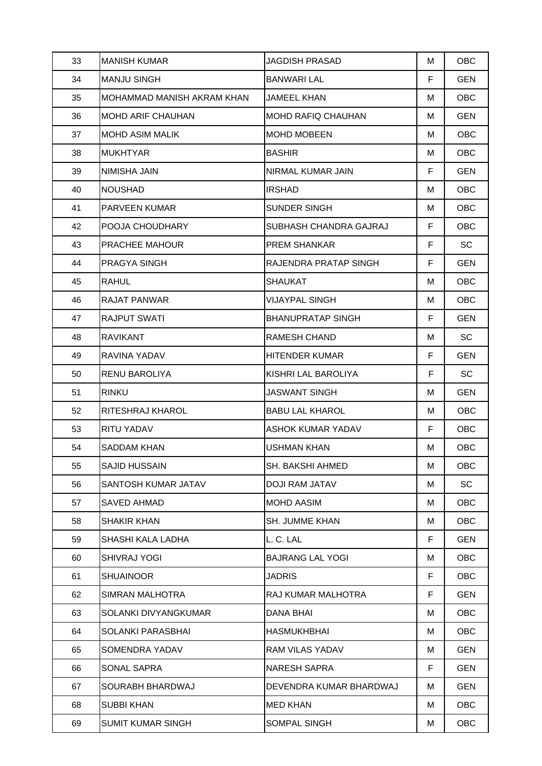| | | | | |
|---|---|---|---|---|
| 33 | MANISH KUMAR | JAGDISH PRASAD | M | OBC |
| 34 | MANJU SINGH | BANWARI LAL | F | GEN |
| 35 | MOHAMMAD MANISH AKRAM KHAN | JAMEEL KHAN | M | OBC |
| 36 | MOHD ARIF CHAUHAN | MOHD RAFIQ CHAUHAN | M | GEN |
| 37 | MOHD ASIM MALIK | MOHD MOBEEN | M | OBC |
| 38 | MUKHTYAR | BASHIR | M | OBC |
| 39 | NIMISHA JAIN | NIRMAL KUMAR JAIN | F | GEN |
| 40 | NOUSHAD | IRSHAD | M | OBC |
| 41 | PARVEEN KUMAR | SUNDER SINGH | M | OBC |
| 42 | POOJA CHOUDHARY | SUBHASH CHANDRA GAJRAJ | F | OBC |
| 43 | PRACHEE MAHOUR | PREM SHANKAR | F | SC |
| 44 | PRAGYA SINGH | RAJENDRA PRATAP SINGH | F | GEN |
| 45 | RAHUL | SHAUKAT | M | OBC |
| 46 | RAJAT PANWAR | VIJAYPAL SINGH | M | OBC |
| 47 | RAJPUT SWATI | BHANUPRATAP SINGH | F | GEN |
| 48 | RAVIKANT | RAMESH CHAND | M | SC |
| 49 | RAVINA YADAV | HITENDER KUMAR | F | GEN |
| 50 | RENU BAROLIYA | KISHRI LAL BAROLIYA | F | SC |
| 51 | RINKU | JASWANT SINGH | M | GEN |
| 52 | RITESHRAJ KHAROL | BABU LAL KHAROL | M | OBC |
| 53 | RITU YADAV | ASHOK KUMAR YADAV | F | OBC |
| 54 | SADDAM KHAN | USHMAN KHAN | M | OBC |
| 55 | SAJID HUSSAIN | SH. BAKSHI AHMED | M | OBC |
| 56 | SANTOSH KUMAR JATAV | DOJI RAM JATAV | M | SC |
| 57 | SAVED AHMAD | MOHD AASIM | M | OBC |
| 58 | SHAKIR KHAN | SH. JUMME KHAN | M | OBC |
| 59 | SHASHI KALA LADHA | L. C. LAL | F | GEN |
| 60 | SHIVRAJ YOGI | BAJRANG LAL YOGI | M | OBC |
| 61 | SHUAINOOR | JADRIS | F | OBC |
| 62 | SIMRAN MALHOTRA | RAJ KUMAR MALHOTRA | F | GEN |
| 63 | SOLANKI DIVYANGKUMAR | DANA BHAI | M | OBC |
| 64 | SOLANKI PARASBHAI | HASMUKHBHAI | M | OBC |
| 65 | SOMENDRA YADAV | RAM VILAS YADAV | M | GEN |
| 66 | SONAL SAPRA | NARESH SAPRA | F | GEN |
| 67 | SOURABH BHARDWAJ | DEVENDRA KUMAR BHARDWAJ | M | GEN |
| 68 | SUBBI KHAN | MED KHAN | M | OBC |
| 69 | SUMIT KUMAR SINGH | SOMPAL SINGH | M | OBC |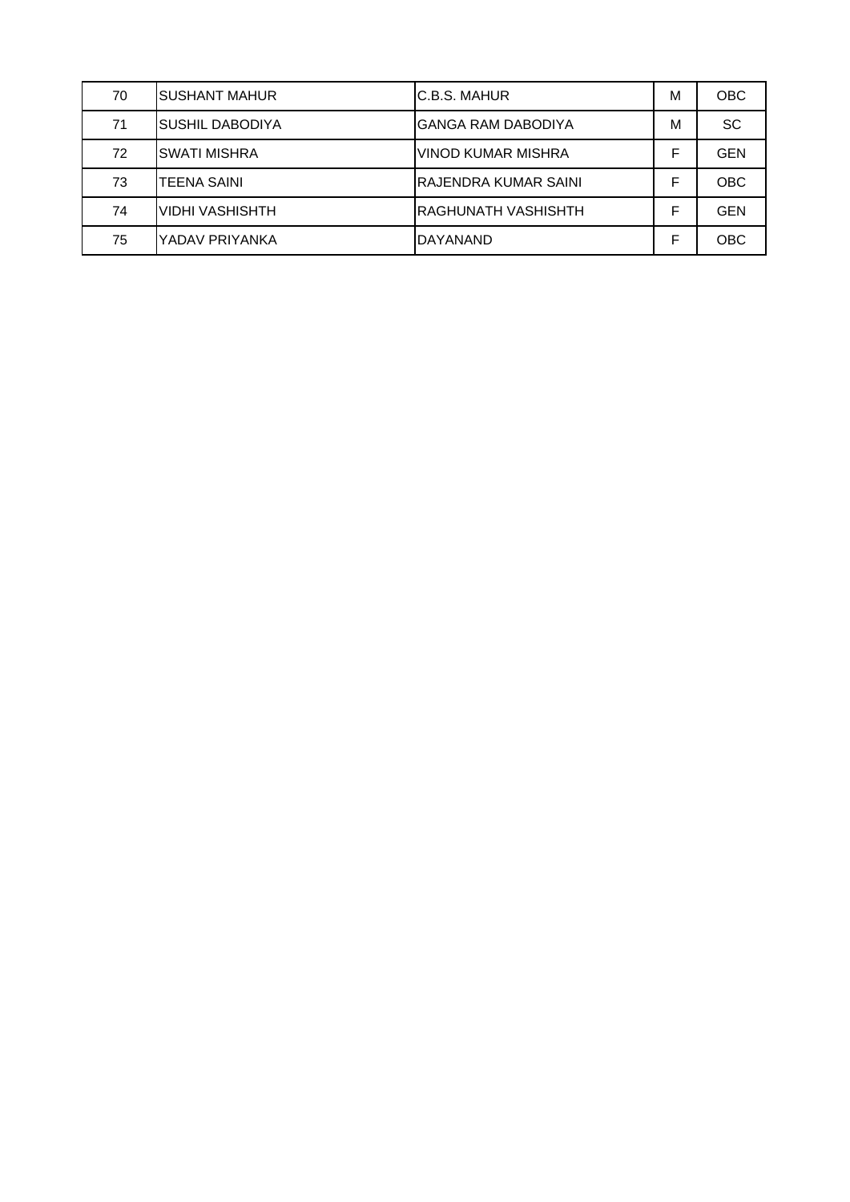| | | | | |
|---|---|---|---|---|
| 70 | SUSHANT MAHUR | C.B.S. MAHUR | M | OBC |
| 71 | SUSHIL DABODIYA | GANGA RAM DABODIYA | M | SC |
| 72 | SWATI MISHRA | VINOD KUMAR MISHRA | F | GEN |
| 73 | TEENA SAINI | RAJENDRA KUMAR SAINI | F | OBC |
| 74 | VIDHI VASHISHTH | RAGHUNATH VASHISHTH | F | GEN |
| 75 | YADAV PRIYANKA | DAYANAND | F | OBC |